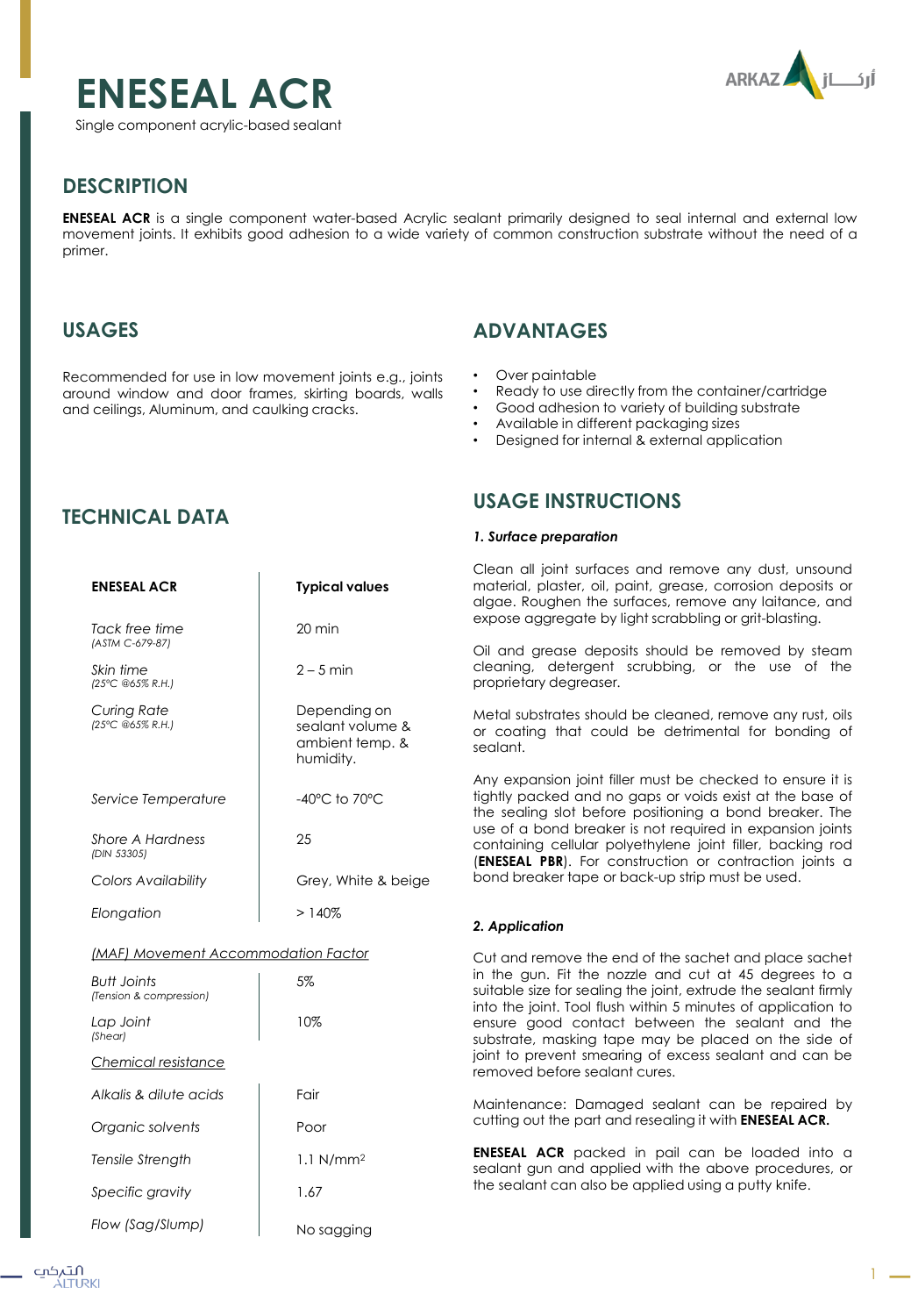# ENESEAL ACR

Single component acrylic-based sealant

## DESCRIPTION

**ENESEAL ACR** is a single component water-based Acrylic sealant primarily designed to seal internal and external low movement joints. It exhibits good adhesion to a wide variety of common construction substrate without the need of a primer.

## USAGES

Recommended for use in low movement joints e.g., joints around window and door frames, skirting boards, walls and ceilings, Aluminum, and caulking cracks.

## ADVANTAGES

- Over paintable
- Ready to use directly from the container/cartridge
- Good adhesion to variety of building substrate
- Available in different packaging sizes
- Designed for internal & external application

## TECHNICAL DATA

| **ENESEAL ACR** | **Typical values** |
|---|---|
| *Tack free time* *(ASTM C-679-87)* | 20 min |
| *Skin time* *(25°C @65% R.H.)* | 2 – 5 min |
| *Curing Rate* *(25°C @65% R.H.)* | Depending on sealant volume & ambient temp. & humidity. |
| *Service Temperature* | -40°C to 70°C |
| *Shore A Hardness* *(DIN 53305)* | 25 |
| *Colors Availability* | Grey, White & beige |
| *Elongation* | > 140% |
| *(MAF) Movement Accommodation Factor* | |
| *Butt Joints* *(Tension & compression)* | 5% |
| *Lap Joint* *(Shear)* | 10% |
| *Chemical resistance* | |
| *Alkalis & dilute acids* | Fair |
| *Organic solvents* | Poor |
| *Tensile Strength* | 1.1 N/mm$^2$ |
| *Specific gravity* | 1.67 |
| *Flow (Sag/Slump)* | No sagging |

## USAGE INSTRUCTIONS

***1. Surface preparation***

Clean all joint surfaces and remove any dust, unsound material, plaster, oil, paint, grease, corrosion deposits or algae. Roughen the surfaces, remove any laitance, and expose aggregate by light scrabbling or grit-blasting.

Oil and grease deposits should be removed by steam cleaning, detergent scrubbing, or the use of the proprietary degreaser.

Metal substrates should be cleaned, remove any rust, oils or coating that could be detrimental for bonding of sealant.

Any expansion joint filler must be checked to ensure it is tightly packed and no gaps or voids exist at the base of the sealing slot before positioning a bond breaker. The use of a bond breaker is not required in expansion joints containing cellular polyethylene joint filler, backing rod (**ENESEAL PBR**). For construction or contraction joints a bond breaker tape or back-up strip must be used.

***2. Application***

Cut and remove the end of the sachet and place sachet in the gun. Fit the nozzle and cut at 45 degrees to a suitable size for sealing the joint, extrude the sealant firmly into the joint. Tool flush within 5 minutes of application to ensure good contact between the sealant and the substrate, masking tape may be placed on the side of joint to prevent smearing of excess sealant and can be removed before sealant cures.

Maintenance: Damaged sealant can be repaired by cutting out the part and resealing it with **ENESEAL ACR.**

**ENESEAL ACR** packed in pail can be loaded into a sealant gun and applied with the above procedures, or the sealant can also be applied using a putty knife.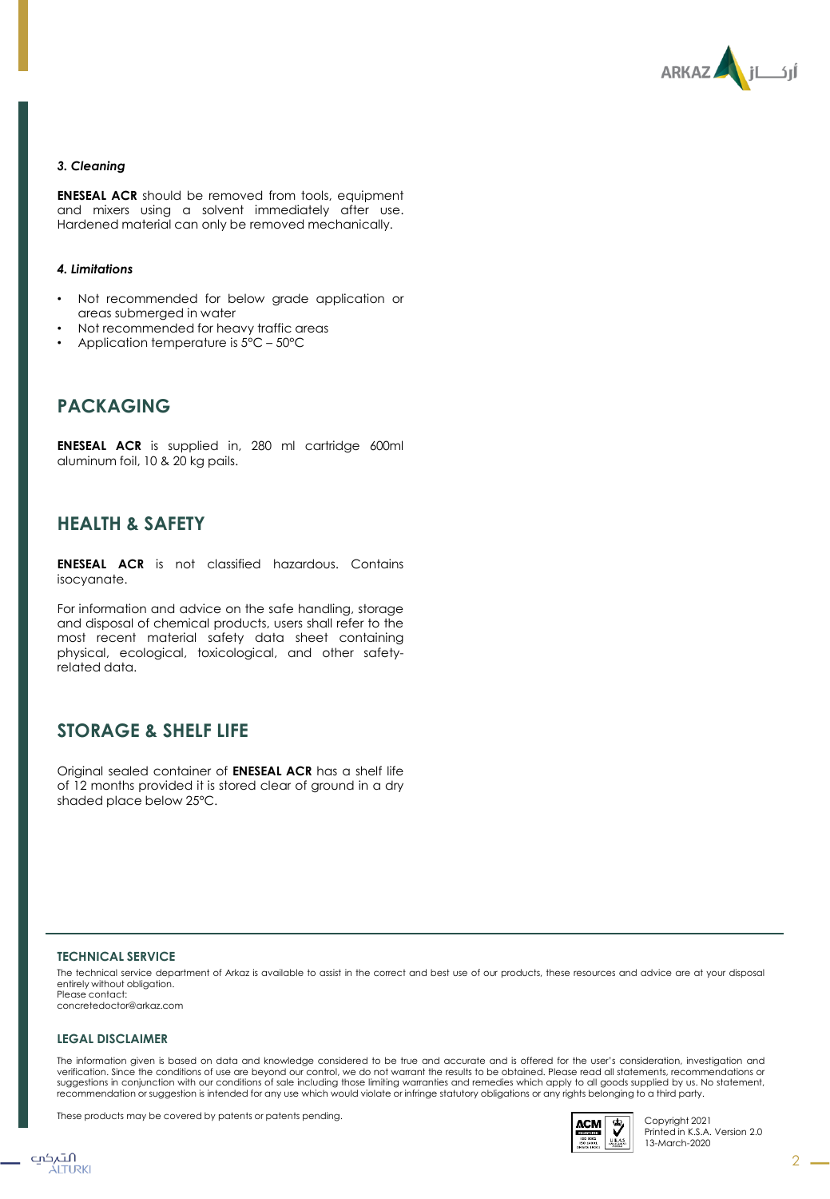### *3. Cleaning*

**ENESEAL ACR** should be removed from tools, equipment and mixers using a solvent immediately after use. Hardened material can only be removed mechanically.

### *4. Limitations*

- Not recommended for below grade application or areas submerged in water
- Not recommended for heavy traffic areas
- Application temperature is 5°C – 50°C

## PACKAGING

**ENESEAL ACR** is supplied in, 280 ml cartridge 600ml aluminum foil, 10 & 20 kg pails.

## HEALTH & SAFETY

**ENESEAL ACR** is not classified hazardous. Contains isocyanate.

For information and advice on the safe handling, storage and disposal of chemical products, users shall refer to the most recent material safety data sheet containing physical, ecological, toxicological, and other safety-related data.

## STORAGE & SHELF LIFE

Original sealed container of **ENESEAL ACR** has a shelf life of 12 months provided it is stored clear of ground in a dry shaded place below 25°C.

### TECHNICAL SERVICE

The technical service department of Arkaz is available to assist in the correct and best use of our products, these resources and advice are at your disposal entirely without obligation.
Please contact:
concretedoctor@arkaz.com

### LEGAL DISCLAIMER

The information given is based on data and knowledge considered to be true and accurate and is offered for the user's consideration, investigation and verification. Since the conditions of use are beyond our control, we do not warrant the results to be obtained. Please read all statements, recommendations or suggestions in conjunction with our conditions of sale including those limiting warranties and remedies which apply to all goods supplied by us. No statement, recommendation or suggestion is intended for any use which would violate or infringe statutory obligations or any rights belonging to a third party.

These products may be covered by patents or patents pending.

Copyright 2021
Printed in K.S.A. Version 2.0
13-March-2020